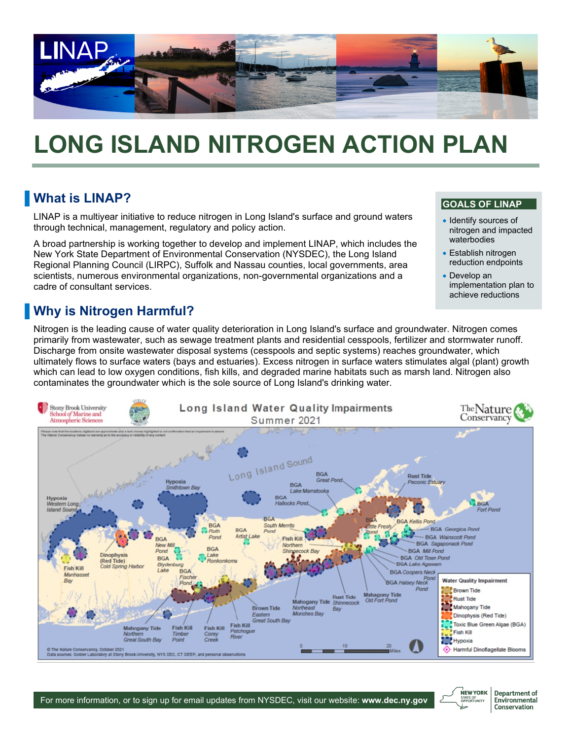# LONG ISLAND NITROGEN ACTION PLAN

## What is LINAP?

LINAP is a multiyear initiative to reduce nitrogen in Long Island's surface and ground waters through technical, management, regulatory and policy action.

A broad partnership is working together to develop and implement LINAP, which includes the New York State Department of Environmental Conservation (NYSDEC), the Long Island Regional Planning Council (LIRPC), Suffolk and Nassau counties, local governments, area scientists, numerous environmental organizations, non-governmental organizations and a cadre of consultant services.

### GOALS OF LINAP

- Identify sources of nitrogen and impacted waterbodies
- Establish nitrogen reduction endpoints
- Develop an implementation plan to achieve reductions

## Why is Nitrogen Harmful?

Nitrogen is the leading cause of water quality deterioration in Long Island's surface and groundwater. Nitrogen comes primarily from wastewater, such as sewage treatment plants and residential cesspools, fertilizer and stormwater runoff. Discharge from onsite wastewater disposal systems (cesspools and septic systems) reaches groundwater, which ultimately flows to surface waters (bays and estuaries). Excess nitrogen in surface waters stimulates algal (plant) growth which can lead to low oxygen conditions, fish kills, and degraded marine habitats such as marsh land. Nitrogen also contaminates the groundwater which is the sole source of Long Island's drinking water.

**Long Island Water Quality Impairments**
**Summer 2021**

Water Quality Impairment: Brown Tide; Rust Tide; Mahogany Tide; Dinophysis (Red Tide); Toxic Blue Green Algae (BGA); Fish Kill; Hypoxia; Harmful Dinoflagellate Blooms

© The Nature Conservancy, October 2021
Data sources: Gobler Laboratory at Stony Brook University, NYS DEC, CT DEEP, and personal observations

For more information, or to sign up for email updates from NYSDEC, visit our website: **www.dec.ny.gov**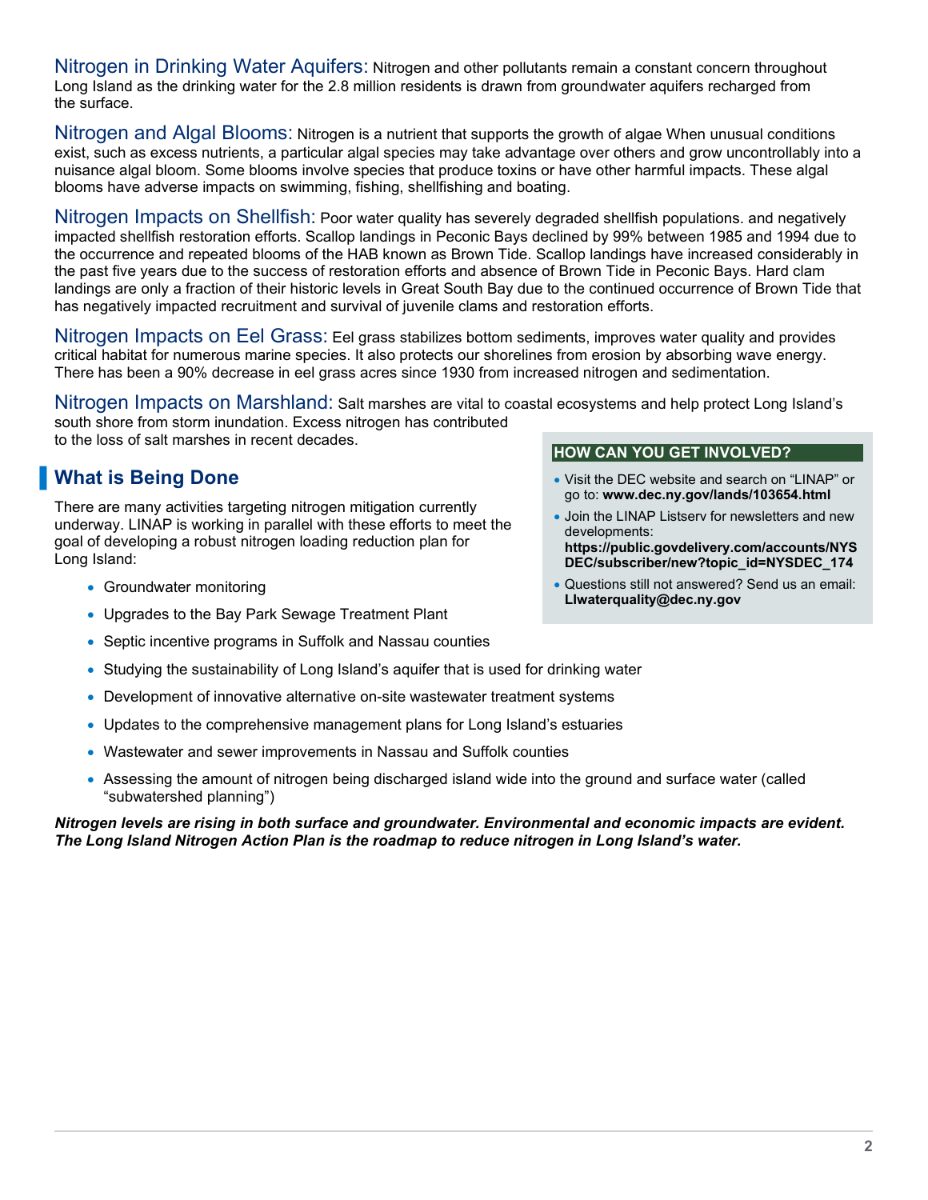**Nitrogen in Drinking Water Aquifers:** Nitrogen and other pollutants remain a constant concern throughout Long Island as the drinking water for the 2.8 million residents is drawn from groundwater aquifers recharged from the surface.

**Nitrogen and Algal Blooms:** Nitrogen is a nutrient that supports the growth of algae When unusual conditions exist, such as excess nutrients, a particular algal species may take advantage over others and grow uncontrollably into a nuisance algal bloom. Some blooms involve species that produce toxins or have other harmful impacts. These algal blooms have adverse impacts on swimming, fishing, shellfishing and boating.

**Nitrogen Impacts on Shellfish:** Poor water quality has severely degraded shellfish populations. and negatively impacted shellfish restoration efforts. Scallop landings in Peconic Bays declined by 99% between 1985 and 1994 due to the occurrence and repeated blooms of the HAB known as Brown Tide. Scallop landings have increased considerably in the past five years due to the success of restoration efforts and absence of Brown Tide in Peconic Bays. Hard clam landings are only a fraction of their historic levels in Great South Bay due to the continued occurrence of Brown Tide that has negatively impacted recruitment and survival of juvenile clams and restoration efforts.

**Nitrogen Impacts on Eel Grass:** Eel grass stabilizes bottom sediments, improves water quality and provides critical habitat for numerous marine species. It also protects our shorelines from erosion by absorbing wave energy. There has been a 90% decrease in eel grass acres since 1930 from increased nitrogen and sedimentation.

**Nitrogen Impacts on Marshland:** Salt marshes are vital to coastal ecosystems and help protect Long Island's south shore from storm inundation. Excess nitrogen has contributed to the loss of salt marshes in recent decades.

## What is Being Done

There are many activities targeting nitrogen mitigation currently underway. LINAP is working in parallel with these efforts to meet the goal of developing a robust nitrogen loading reduction plan for Long Island:

- Groundwater monitoring
- Upgrades to the Bay Park Sewage Treatment Plant
- Septic incentive programs in Suffolk and Nassau counties
- Studying the sustainability of Long Island's aquifer that is used for drinking water
- Development of innovative alternative on-site wastewater treatment systems
- Updates to the comprehensive management plans for Long Island's estuaries
- Wastewater and sewer improvements in Nassau and Suffolk counties
- Assessing the amount of nitrogen being discharged island wide into the ground and surface water (called "subwatershed planning")

***Nitrogen levels are rising in both surface and groundwater. Environmental and economic impacts are evident. The Long Island Nitrogen Action Plan is the roadmap to reduce nitrogen in Long Island's water.***

### HOW CAN YOU GET INVOLVED?

- Visit the DEC website and search on "LINAP" or go to: **www.dec.ny.gov/lands/103654.html**
- Join the LINAP Listserv for newsletters and new developments: **https://public.govdelivery.com/accounts/NYSDEC/subscriber/new?topic_id=NYSDEC_174**
- Questions still not answered? Send us an email: **LIwaterquality@dec.ny.gov**